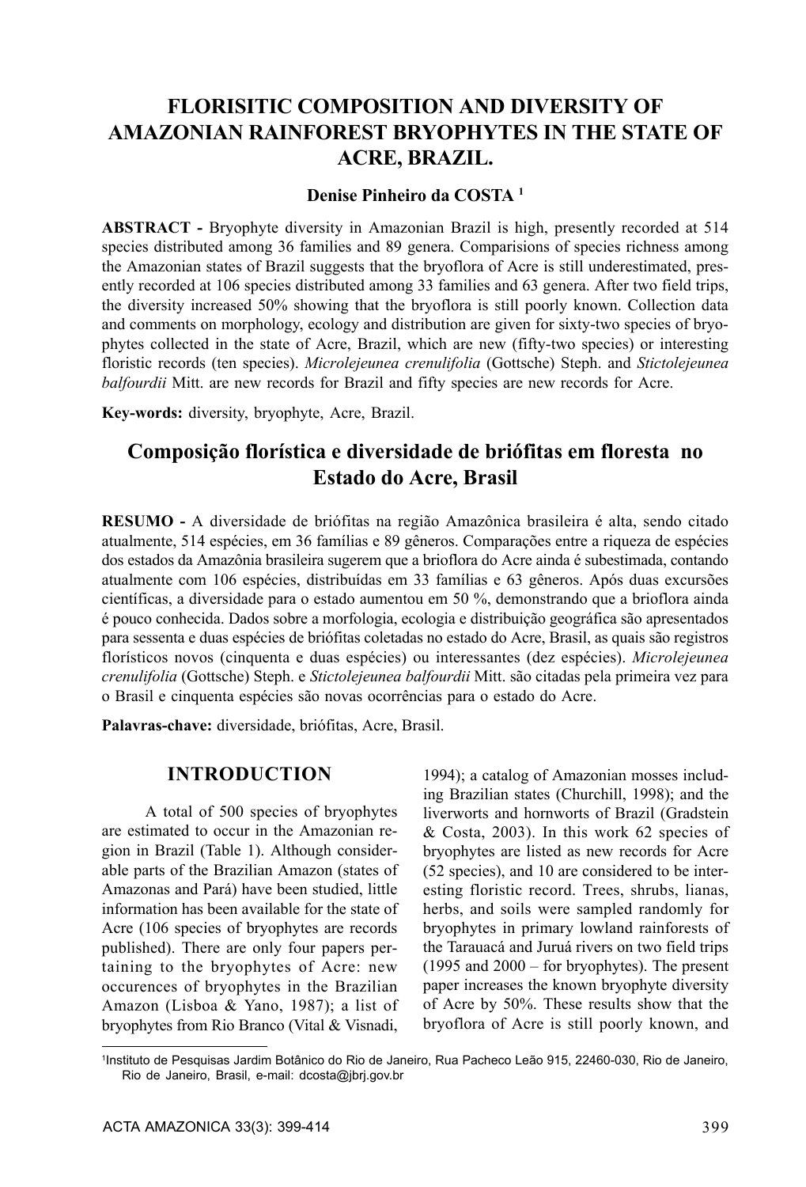# FLORISITIC COMPOSITION AND DIVERSITY OF AMAZONIAN RAINFOREST BRYOPHYTES IN THE STATE OF ACRE, BRAZIL.

**Denise Pinheiro da COSTA** [1]

**ABSTRACT -** Bryophyte diversity in Amazonian Brazil is high, presently recorded at 514 species distributed among 36 families and 89 genera. Comparisions of species richness among the Amazonian states of Brazil suggests that the bryoflora of Acre is still underestimated, presently recorded at 106 species distributed among 33 families and 63 genera. After two field trips, the diversity increased 50% showing that the bryoflora is still poorly known. Collection data and comments on morphology, ecology and distribution are given for sixty-two species of bryophytes collected in the state of Acre, Brazil, which are new (fifty-two species) or interesting floristic records (ten species). *Microlejeunea crenulifolia* (Gottsche) Steph. and *Stictolejeunea balfourdii* Mitt. are new records for Brazil and fifty species are new records for Acre.

**Key-words:** diversity, bryophyte, Acre, Brazil.

## Composição florística e diversidade de briófitas em floresta no Estado do Acre, Brasil

**RESUMO -** A diversidade de briófitas na região Amazônica brasileira é alta, sendo citado atualmente, 514 espécies, em 36 famílias e 89 gêneros. Comparações entre a riqueza de espécies dos estados da Amazônia brasileira sugerem que a brioflora do Acre ainda é subestimada, contando atualmente com 106 espécies, distribuídas em 33 famílias e 63 gêneros. Após duas excursões científicas, a diversidade para o estado aumentou em 50 %, demonstrando que a brioflora ainda é pouco conhecida. Dados sobre a morfologia, ecologia e distribuição geográfica são apresentados para sessenta e duas espécies de briófitas coletadas no estado do Acre, Brasil, as quais são registros florísticos novos (cinquenta e duas espécies) ou interessantes (dez espécies). *Microlejeunea crenulifolia* (Gottsche) Steph. e *Stictolejeunea balfourdii* Mitt. são citadas pela primeira vez para o Brasil e cinquenta espécies são novas ocorrências para o estado do Acre.

**Palavras-chave:** diversidade, briófitas, Acre, Brasil.

## INTRODUCTION

A total of 500 species of bryophytes are estimated to occur in the Amazonian region in Brazil (Table 1). Although considerable parts of the Brazilian Amazon (states of Amazonas and Pará) have been studied, little information has been available for the state of Acre (106 species of bryophytes are records published). There are only four papers pertaining to the bryophytes of Acre: new occurences of bryophytes in the Brazilian Amazon (Lisboa & Yano, 1987); a list of bryophytes from Rio Branco (Vital & Visnadi, 1994); a catalog of Amazonian mosses including Brazilian states (Churchill, 1998); and the liverworts and hornworts of Brazil (Gradstein & Costa, 2003). In this work 62 species of bryophytes are listed as new records for Acre (52 species), and 10 are considered to be interesting floristic record. Trees, shrubs, lianas, herbs, and soils were sampled randomly for bryophytes in primary lowland rainforests of the Tarauacá and Juruá rivers on two field trips (1995 and 2000 – for bryophytes). The present paper increases the known bryophyte diversity of Acre by 50%. These results show that the bryoflora of Acre is still poorly known, and

[1]Instituto de Pesquisas Jardim Botânico do Rio de Janeiro, Rua Pacheco Leão 915, 22460-030, Rio de Janeiro, Rio de Janeiro, Brasil, e-mail: dcosta@jbrj.gov.br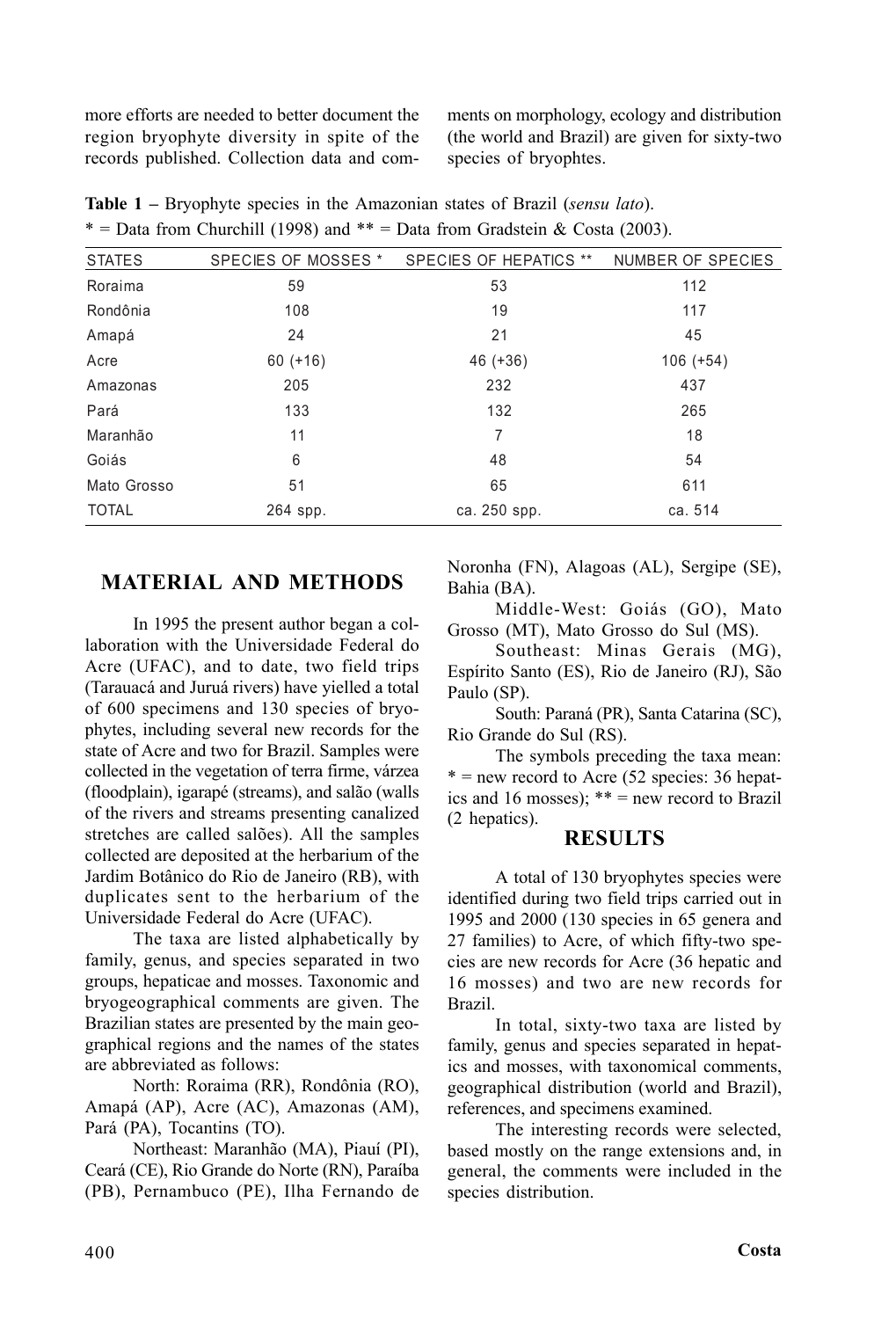more efforts are needed to better document the region bryophyte diversity in spite of the records published. Collection data and comments on morphology, ecology and distribution (the world and Brazil) are given for sixty-two species of bryophtes.

**Table 1 –** Bryophyte species in the Amazonian states of Brazil (*sensu lato*).
* = Data from Churchill (1998) and ** = Data from Gradstein & Costa (2003).

| STATES | SPECIES OF MOSSES * | SPECIES OF HEPATICS ** | NUMBER OF SPECIES |
|---|---|---|---|
| Roraima | 59 | 53 | 112 |
| Rondônia | 108 | 19 | 117 |
| Amapá | 24 | 21 | 45 |
| Acre | 60 (+16) | 46 (+36) | 106 (+54) |
| Amazonas | 205 | 232 | 437 |
| Pará | 133 | 132 | 265 |
| Maranhão | 11 | 7 | 18 |
| Goiás | 6 | 48 | 54 |
| Mato Grosso | 51 | 65 | 611 |
| TOTAL | 264 spp. | ca. 250 spp. | ca. 514 |

## MATERIAL AND METHODS

In 1995 the present author began a collaboration with the Universidade Federal do Acre (UFAC), and to date, two field trips (Tarauacá and Juruá rivers) have yielled a total of 600 specimens and 130 species of bryophytes, including several new records for the state of Acre and two for Brazil. Samples were collected in the vegetation of terra firme, várzea (floodplain), igarapé (streams), and salão (walls of the rivers and streams presenting canalized stretches are called salões). All the samples collected are deposited at the herbarium of the Jardim Botânico do Rio de Janeiro (RB), with duplicates sent to the herbarium of the Universidade Federal do Acre (UFAC).

The taxa are listed alphabetically by family, genus, and species separated in two groups, hepaticae and mosses. Taxonomic and bryogeographical comments are given. The Brazilian states are presented by the main geographical regions and the names of the states are abbreviated as follows:

North: Roraima (RR), Rondônia (RO), Amapá (AP), Acre (AC), Amazonas (AM), Pará (PA), Tocantins (TO).

Northeast: Maranhão (MA), Piauí (PI), Ceará (CE), Rio Grande do Norte (RN), Paraíba (PB), Pernambuco (PE), Ilha Fernando de Noronha (FN), Alagoas (AL), Sergipe (SE), Bahia (BA).

Middle-West: Goiás (GO), Mato Grosso (MT), Mato Grosso do Sul (MS).

Southeast: Minas Gerais (MG), Espírito Santo (ES), Rio de Janeiro (RJ), São Paulo (SP).

South: Paraná (PR), Santa Catarina (SC), Rio Grande do Sul (RS).

The symbols preceding the taxa mean: * = new record to Acre (52 species: 36 hepatics and 16 mosses); ** = new record to Brazil (2 hepatics).

## RESULTS

A total of 130 bryophytes species were identified during two field trips carried out in 1995 and 2000 (130 species in 65 genera and 27 families) to Acre, of which fifty-two species are new records for Acre (36 hepatic and 16 mosses) and two are new records for Brazil.

In total, sixty-two taxa are listed by family, genus and species separated in hepatics and mosses, with taxonomical comments, geographical distribution (world and Brazil), references, and specimens examined.

The interesting records were selected, based mostly on the range extensions and, in general, the comments were included in the species distribution.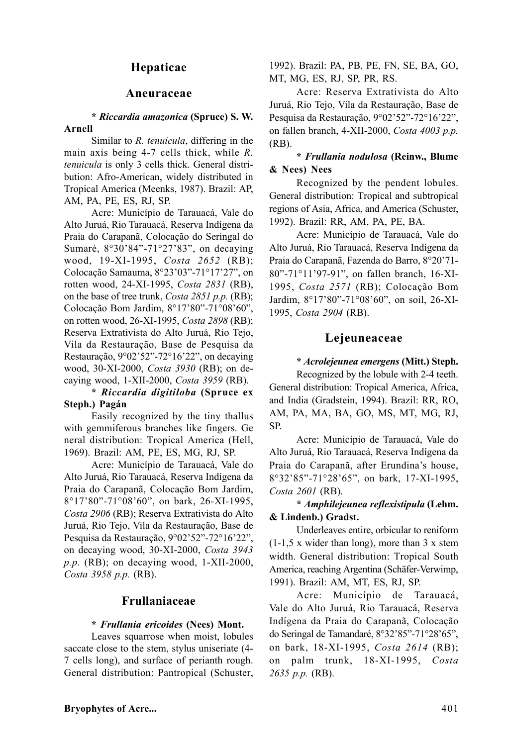## Hepaticae

### Aneuraceae

**\* *Riccardia amazonica* (Spruce) S. W. Arnell**

Similar to *R. tenuicula*, differing in the main axis being 4-7 cells thick, while *R. tenuicula* is only 3 cells thick. General distribution: Afro-American, widely distributed in Tropical America (Meenks, 1987). Brazil: AP, AM, PA, PE, ES, RJ, SP.

Acre: Município de Tarauacá, Vale do Alto Juruá, Rio Tarauacá, Reserva Indígena da Praia do Carapanã, Colocação do Seringal do Sumaré, 8°30'84"-71°27'83", on decaying wood, 19-XI-1995, *Costa 2652* (RB); Colocação Samauma, 8°23'03"-71°17'27", on rotten wood, 24-XI-1995, *Costa 2831* (RB), on the base of tree trunk, *Costa 2851 p.p.* (RB); Colocação Bom Jardim, 8°17'80"-71°08'60", on rotten wood, 26-XI-1995, *Costa 2898* (RB); Reserva Extrativista do Alto Juruá, Rio Tejo, Vila da Restauração, Base de Pesquisa da Restauração, 9°02'52"-72°16'22", on decaying wood, 30-XI-2000, *Costa 3930* (RB); on decaying wood, 1-XII-2000, *Costa 3959* (RB).

**\* *Riccardia digitiloba* (Spruce ex Steph.) Pagán**

Easily recognized by the tiny thallus with gemmiferous branches like fingers. General distribution: Tropical America (Hell, 1969). Brazil: AM, PE, ES, MG, RJ, SP.

Acre: Município de Tarauacá, Vale do Alto Juruá, Rio Tarauacá, Reserva Indígena da Praia do Carapanã, Colocação Bom Jardim, 8°17'80"-71°08'60", on bark, 26-XI-1995, *Costa 2906* (RB); Reserva Extrativista do Alto Juruá, Rio Tejo, Vila da Restauração, Base de Pesquisa da Restauração, 9°02'52"-72°16'22", on decaying wood, 30-XI-2000, *Costa 3943 p.p.* (RB); on decaying wood, 1-XII-2000, *Costa 3958 p.p.* (RB).

### Frullaniaceae

**\* *Frullania ericoides* (Nees) Mont.**

Leaves squarrose when moist, lobules saccate close to the stem, stylus uniseriate (4-7 cells long), and surface of perianth rough. General distribution: Pantropical (Schuster, 1992). Brazil: PA, PB, PE, FN, SE, BA, GO, MT, MG, ES, RJ, SP, PR, RS.

Acre: Reserva Extrativista do Alto Juruá, Rio Tejo, Vila da Restauração, Base de Pesquisa da Restauração, 9°02'52"-72°16'22", on fallen branch, 4-XII-2000, *Costa 4003 p.p.* (RB).

**\* *Frullania nodulosa* (Reinw., Blume & Nees) Nees**

Recognized by the pendent lobules. General distribution: Tropical and subtropical regions of Asia, Africa, and America (Schuster, 1992). Brazil: RR, AM, PA, PE, BA.

Acre: Município de Tarauacá, Vale do Alto Juruá, Rio Tarauacá, Reserva Indígena da Praia do Carapanã, Fazenda do Barro, 8°20'71-80"-71°11'97-91", on fallen branch, 16-XI-1995, *Costa 2571* (RB); Colocação Bom Jardim, 8°17'80"-71°08'60", on soil, 26-XI-1995, *Costa 2904* (RB).

### Lejeuneaceae

**\* *Acrolejeunea emergens* (Mitt.) Steph.**

Recognized by the lobule with 2-4 teeth. General distribution: Tropical America, Africa, and India (Gradstein, 1994). Brazil: RR, RO, AM, PA, MA, BA, GO, MS, MT, MG, RJ, SP.

Acre: Município de Tarauacá, Vale do Alto Juruá, Rio Tarauacá, Reserva Indígena da Praia do Carapanã, after Erundina's house, 8°32'85"-71°28'65", on bark, 17-XI-1995, *Costa 2601* (RB).

**\* *Amphilejeunea reflexistipula* (Lehm. & Lindenb.) Gradst.**

Underleaves entire, orbicular to reniform (1-1,5 x wider than long), more than 3 x stem width. General distribution: Tropical South America, reaching Argentina (Schäfer-Verwimp, 1991). Brazil: AM, MT, ES, RJ, SP.

Acre: Município de Tarauacá, Vale do Alto Juruá, Rio Tarauacá, Reserva Indígena da Praia do Carapanã, Colocação do Seringal de Tamandaré, 8°32'85"-71°28'65", on bark, 18-XI-1995, *Costa 2614* (RB); on palm trunk, 18-XI-1995, *Costa 2635 p.p.* (RB).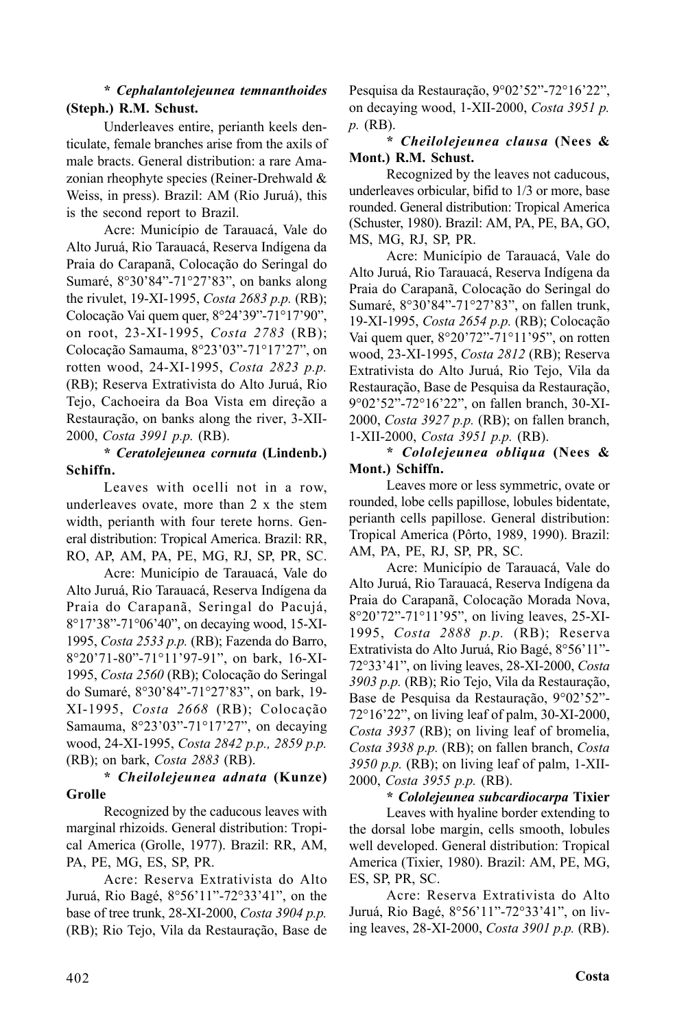**\* *Cephalantolejeunea temnanthoides* (Steph.) R.M. Schust.**

Underleaves entire, perianth keels denticulate, female branches arise from the axils of male bracts. General distribution: a rare Amazonian rheophyte species (Reiner-Drehwald & Weiss, in press). Brazil: AM (Rio Juruá), this is the second report to Brazil.

Acre: Município de Tarauacá, Vale do Alto Juruá, Rio Tarauacá, Reserva Indígena da Praia do Carapanã, Colocação do Seringal do Sumaré, 8°30'84"-71°27'83", on banks along the rivulet, 19-XI-1995, *Costa 2683 p.p.* (RB); Colocação Vai quem quer, 8°24'39"-71°17'90", on root, 23-XI-1995, *Costa 2783* (RB); Colocação Samauma, 8°23'03"-71°17'27", on rotten wood, 24-XI-1995, *Costa 2823 p.p.* (RB); Reserva Extrativista do Alto Juruá, Rio Tejo, Cachoeira da Boa Vista em direção a Restauração, on banks along the river, 3-XII-2000, *Costa 3991 p.p.* (RB).

**\* *Ceratolejeunea cornuta* (Lindenb.) Schiffn.**

Leaves with ocelli not in a row, underleaves ovate, more than 2 x the stem width, perianth with four terete horns. General distribution: Tropical America. Brazil: RR, RO, AP, AM, PA, PE, MG, RJ, SP, PR, SC.

Acre: Município de Tarauacá, Vale do Alto Juruá, Rio Tarauacá, Reserva Indígena da Praia do Carapanã, Seringal do Pacujá, 8°17'38"-71°06'40", on decaying wood, 15-XI-1995, *Costa 2533 p.p.* (RB); Fazenda do Barro, 8°20'71-80"-71°11'97-91", on bark, 16-XI-1995, *Costa 2560* (RB); Colocação do Seringal do Sumaré, 8°30'84"-71°27'83", on bark, 19-XI-1995, *Costa 2668* (RB); Colocação Samauma, 8°23'03"-71°17'27", on decaying wood, 24-XI-1995, *Costa 2842 p.p., 2859 p.p.* (RB); on bark, *Costa 2883* (RB).

**\* *Cheilolejeunea adnata* (Kunze) Grolle**

Recognized by the caducous leaves with marginal rhizoids. General distribution: Tropical America (Grolle, 1977). Brazil: RR, AM, PA, PE, MG, ES, SP, PR.

Acre: Reserva Extrativista do Alto Juruá, Rio Bagé, 8°56'11"-72°33'41", on the base of tree trunk, 28-XI-2000, *Costa 3904 p.p.* (RB); Rio Tejo, Vila da Restauração, Base de Pesquisa da Restauração, 9°02'52"-72°16'22", on decaying wood, 1-XII-2000, *Costa 3951 p. p.* (RB).

**\* *Cheilolejeunea clausa* (Nees & Mont.) R.M. Schust.**

Recognized by the leaves not caducous, underleaves orbicular, bifid to 1/3 or more, base rounded. General distribution: Tropical America (Schuster, 1980). Brazil: AM, PA, PE, BA, GO, MS, MG, RJ, SP, PR.

Acre: Município de Tarauacá, Vale do Alto Juruá, Rio Tarauacá, Reserva Indígena da Praia do Carapanã, Colocação do Seringal do Sumaré, 8°30'84"-71°27'83", on fallen trunk, 19-XI-1995, *Costa 2654 p.p.* (RB); Colocação Vai quem quer, 8°20'72"-71°11'95", on rotten wood, 23-XI-1995, *Costa 2812* (RB); Reserva Extrativista do Alto Juruá, Rio Tejo, Vila da Restauração, Base de Pesquisa da Restauração, 9°02'52"-72°16'22", on fallen branch, 30-XI-2000, *Costa 3927 p.p.* (RB); on fallen branch, 1-XII-2000, *Costa 3951 p.p.* (RB).

**\* *Cololejeunea obliqua* (Nees & Mont.) Schiffn.**

Leaves more or less symmetric, ovate or rounded, lobe cells papillose, lobules bidentate, perianth cells papillose. General distribution: Tropical America (Pôrto, 1989, 1990). Brazil: AM, PA, PE, RJ, SP, PR, SC.

Acre: Município de Tarauacá, Vale do Alto Juruá, Rio Tarauacá, Reserva Indígena da Praia do Carapanã, Colocação Morada Nova, 8°20'72"-71°11'95", on living leaves, 25-XI-1995, *Costa 2888 p.p.* (RB); Reserva Extrativista do Alto Juruá, Rio Bagé, 8°56'11"-72°33'41", on living leaves, 28-XI-2000, *Costa 3903 p.p.* (RB); Rio Tejo, Vila da Restauração, Base de Pesquisa da Restauração, 9°02'52"-72°16'22", on living leaf of palm, 30-XI-2000, *Costa 3937* (RB); on living leaf of bromelia, *Costa 3938 p.p.* (RB); on fallen branch, *Costa 3950 p.p.* (RB); on living leaf of palm, 1-XII-2000, *Costa 3955 p.p.* (RB).

**\* *Cololejeunea subcardiocarpa* Tixier**

Leaves with hyaline border extending to the dorsal lobe margin, cells smooth, lobules well developed. General distribution: Tropical America (Tixier, 1980). Brazil: AM, PE, MG, ES, SP, PR, SC.

Acre: Reserva Extrativista do Alto Juruá, Rio Bagé, 8°56'11"-72°33'41", on living leaves, 28-XI-2000, *Costa 3901 p.p.* (RB).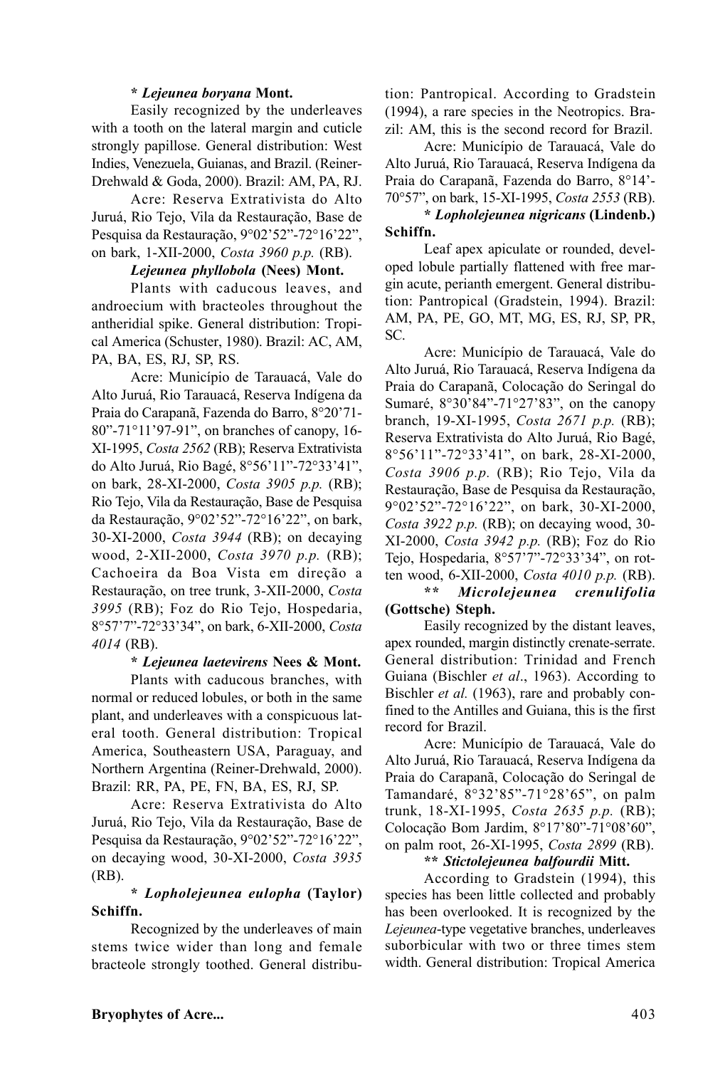**\* *Lejeunea boryana* Mont.**

Easily recognized by the underleaves with a tooth on the lateral margin and cuticle strongly papillose. General distribution: West Indies, Venezuela, Guianas, and Brazil. (Reiner-Drehwald & Goda, 2000). Brazil: AM, PA, RJ.

Acre: Reserva Extrativista do Alto Juruá, Rio Tejo, Vila da Restauração, Base de Pesquisa da Restauração, 9°02'52"-72°16'22", on bark, 1-XII-2000, *Costa 3960 p.p.* (RB).

***Lejeunea phyllobola* (Nees) Mont.**

Plants with caducous leaves, and androecium with bracteoles throughout the antheridial spike. General distribution: Tropical America (Schuster, 1980). Brazil: AC, AM, PA, BA, ES, RJ, SP, RS.

Acre: Município de Tarauacá, Vale do Alto Juruá, Rio Tarauacá, Reserva Indígena da Praia do Carapanã, Fazenda do Barro, 8°20'71-80"-71°11'97-91", on branches of canopy, 16-XI-1995, *Costa 2562* (RB); Reserva Extrativista do Alto Juruá, Rio Bagé, 8°56'11"-72°33'41", on bark, 28-XI-2000, *Costa 3905 p.p.* (RB); Rio Tejo, Vila da Restauração, Base de Pesquisa da Restauração, 9°02'52"-72°16'22", on bark, 30-XI-2000, *Costa 3944* (RB); on decaying wood, 2-XII-2000, *Costa 3970 p.p.* (RB); Cachoeira da Boa Vista em direção a Restauração, on tree trunk, 3-XII-2000, *Costa 3995* (RB); Foz do Rio Tejo, Hospedaria, 8°57'7"-72°33'34", on bark, 6-XII-2000, *Costa 4014* (RB).

**\* *Lejeunea laetevirens* Nees & Mont.**

Plants with caducous branches, with normal or reduced lobules, or both in the same plant, and underleaves with a conspicuous lateral tooth. General distribution: Tropical America, Southeastern USA, Paraguay, and Northern Argentina (Reiner-Drehwald, 2000). Brazil: RR, PA, PE, FN, BA, ES, RJ, SP.

Acre: Reserva Extrativista do Alto Juruá, Rio Tejo, Vila da Restauração, Base de Pesquisa da Restauração, 9°02'52"-72°16'22", on decaying wood, 30-XI-2000, *Costa 3935* (RB).

**\* *Lopholejeunea eulopha* (Taylor) Schiffn.**

Recognized by the underleaves of main stems twice wider than long and female bracteole strongly toothed. General distribution: Pantropical. According to Gradstein (1994), a rare species in the Neotropics. Brazil: AM, this is the second record for Brazil.

Acre: Município de Tarauacá, Vale do Alto Juruá, Rio Tarauacá, Reserva Indígena da Praia do Carapanã, Fazenda do Barro, 8°14'-70°57", on bark, 15-XI-1995, *Costa 2553* (RB).

**\* *Lopholejeunea nigricans* (Lindenb.) Schiffn.**

Leaf apex apiculate or rounded, developed lobule partially flattened with free margin acute, perianth emergent. General distribution: Pantropical (Gradstein, 1994). Brazil: AM, PA, PE, GO, MT, MG, ES, RJ, SP, PR, SC.

Acre: Município de Tarauacá, Vale do Alto Juruá, Rio Tarauacá, Reserva Indígena da Praia do Carapanã, Colocação do Seringal do Sumaré, 8°30'84"-71°27'83", on the canopy branch, 19-XI-1995, *Costa 2671 p.p.* (RB); Reserva Extrativista do Alto Juruá, Rio Bagé, 8°56'11"-72°33'41", on bark, 28-XI-2000, *Costa 3906 p.p.* (RB); Rio Tejo, Vila da Restauração, Base de Pesquisa da Restauração, 9°02'52"-72°16'22", on bark, 30-XI-2000, *Costa 3922 p.p.* (RB); on decaying wood, 30-XI-2000, *Costa 3942 p.p.* (RB); Foz do Rio Tejo, Hospedaria, 8°57'7"-72°33'34", on rotten wood, 6-XII-2000, *Costa 4010 p.p.* (RB).

**\*\* *Microlejeunea crenulifolia* (Gottsche) Steph.**

Easily recognized by the distant leaves, apex rounded, margin distinctly crenate-serrate. General distribution: Trinidad and French Guiana (Bischler *et al*., 1963). According to Bischler *et al.* (1963), rare and probably confined to the Antilles and Guiana, this is the first record for Brazil.

Acre: Município de Tarauacá, Vale do Alto Juruá, Rio Tarauacá, Reserva Indígena da Praia do Carapanã, Colocação do Seringal de Tamandaré, 8°32'85"-71°28'65", on palm trunk, 18-XI-1995, *Costa 2635 p.p.* (RB); Colocação Bom Jardim, 8°17'80"-71°08'60", on palm root, 26-XI-1995, *Costa 2899* (RB).

**\*\* *Stictolejeunea balfourdii* Mitt.**

According to Gradstein (1994), this species has been little collected and probably has been overlooked. It is recognized by the *Lejeunea*-type vegetative branches, underleaves suborbicular with two or three times stem width. General distribution: Tropical America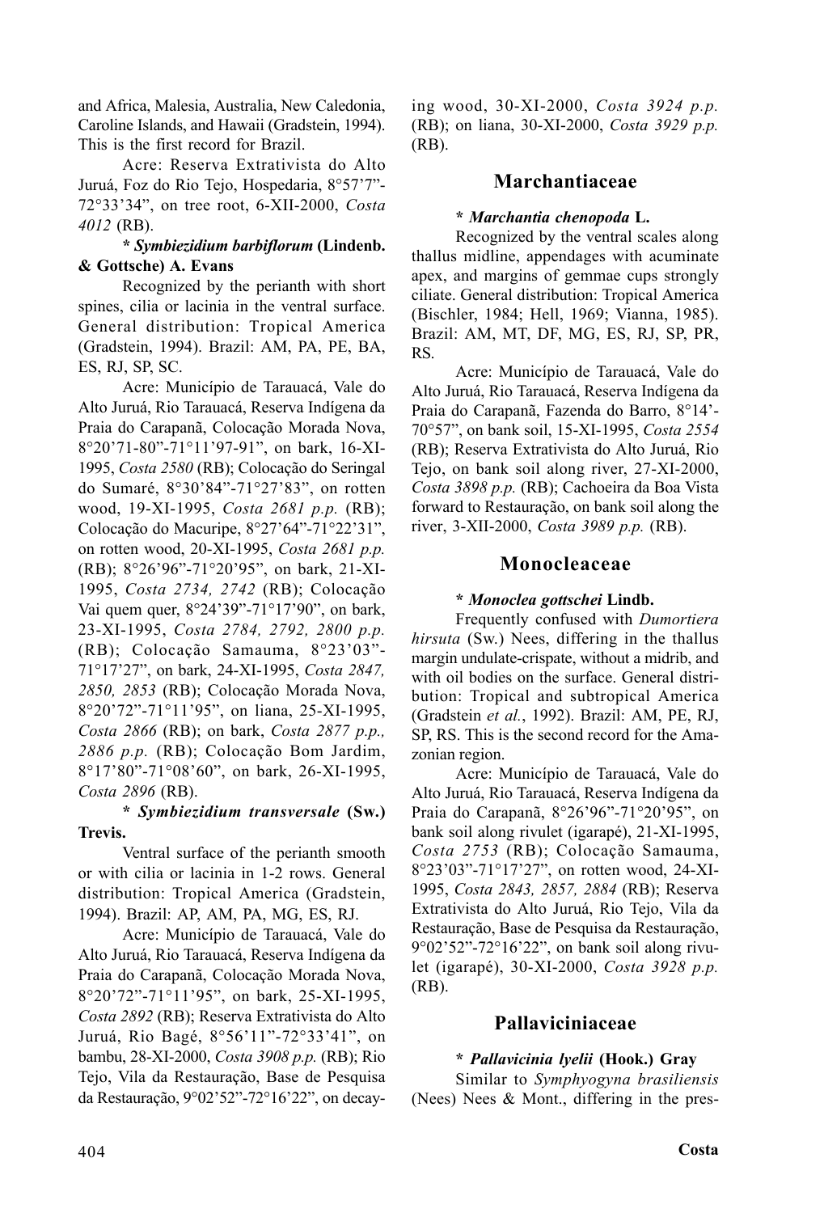and Africa, Malesia, Australia, New Caledonia, Caroline Islands, and Hawaii (Gradstein, 1994). This is the first record for Brazil.

Acre: Reserva Extrativista do Alto Juruá, Foz do Rio Tejo, Hospedaria, 8°57'7"-72°33'34", on tree root, 6-XII-2000, *Costa 4012* (RB).

**\* *Symbiezidium barbiflorum* (Lindenb. & Gottsche) A. Evans**

Recognized by the perianth with short spines, cilia or lacinia in the ventral surface. General distribution: Tropical America (Gradstein, 1994). Brazil: AM, PA, PE, BA, ES, RJ, SP, SC.

Acre: Município de Tarauacá, Vale do Alto Juruá, Rio Tarauacá, Reserva Indígena da Praia do Carapanã, Colocação Morada Nova, 8°20'71-80"-71°11'97-91", on bark, 16-XI-1995, *Costa 2580* (RB); Colocação do Seringal do Sumaré, 8°30'84"-71°27'83", on rotten wood, 19-XI-1995, *Costa 2681 p.p.* (RB); Colocação do Macuripe, 8°27'64"-71°22'31", on rotten wood, 20-XI-1995, *Costa 2681 p.p.* (RB); 8°26'96"-71°20'95", on bark, 21-XI-1995, *Costa 2734, 2742* (RB); Colocação Vai quem quer, 8°24'39"-71°17'90", on bark, 23-XI-1995, *Costa 2784, 2792, 2800 p.p.* (RB); Colocação Samauma, 8°23'03"-71°17'27", on bark, 24-XI-1995, *Costa 2847, 2850, 2853* (RB); Colocação Morada Nova, 8°20'72"-71°11'95", on liana, 25-XI-1995, *Costa 2866* (RB); on bark, *Costa 2877 p.p., 2886 p.p.* (RB); Colocação Bom Jardim, 8°17'80"-71°08'60", on bark, 26-XI-1995, *Costa 2896* (RB).

**\* *Symbiezidium transversale* (Sw.) Trevis.**

Ventral surface of the perianth smooth or with cilia or lacinia in 1-2 rows. General distribution: Tropical America (Gradstein, 1994). Brazil: AP, AM, PA, MG, ES, RJ.

Acre: Município de Tarauacá, Vale do Alto Juruá, Rio Tarauacá, Reserva Indígena da Praia do Carapanã, Colocação Morada Nova, 8°20'72"-71°11'95", on bark, 25-XI-1995, *Costa 2892* (RB); Reserva Extrativista do Alto Juruá, Rio Bagé, 8°56'11"-72°33'41", on bambu, 28-XI-2000, *Costa 3908 p.p.* (RB); Rio Tejo, Vila da Restauração, Base de Pesquisa da Restauração, 9°02'52"-72°16'22", on decaying wood, 30-XI-2000, *Costa 3924 p.p.* (RB); on liana, 30-XI-2000, *Costa 3929 p.p.* (RB).

## Marchantiaceae

**\* *Marchantia chenopoda* L.**

Recognized by the ventral scales along thallus midline, appendages with acuminate apex, and margins of gemmae cups strongly ciliate. General distribution: Tropical America (Bischler, 1984; Hell, 1969; Vianna, 1985). Brazil: AM, MT, DF, MG, ES, RJ, SP, PR, RS.

Acre: Município de Tarauacá, Vale do Alto Juruá, Rio Tarauacá, Reserva Indígena da Praia do Carapanã, Fazenda do Barro, 8°14'-70°57", on bank soil, 15-XI-1995, *Costa 2554* (RB); Reserva Extrativista do Alto Juruá, Rio Tejo, on bank soil along river, 27-XI-2000, *Costa 3898 p.p.* (RB); Cachoeira da Boa Vista forward to Restauração, on bank soil along the river, 3-XII-2000, *Costa 3989 p.p.* (RB).

## Monocleaceae

**\* *Monoclea gottschei* Lindb.**

Frequently confused with *Dumortiera hirsuta* (Sw.) Nees, differing in the thallus margin undulate-crispate, without a midrib, and with oil bodies on the surface. General distribution: Tropical and subtropical America (Gradstein *et al.*, 1992). Brazil: AM, PE, RJ, SP, RS. This is the second record for the Amazonian region.

Acre: Município de Tarauacá, Vale do Alto Juruá, Rio Tarauacá, Reserva Indígena da Praia do Carapanã, 8°26'96"-71°20'95", on bank soil along rivulet (igarapé), 21-XI-1995, *Costa 2753* (RB); Colocação Samauma, 8°23'03"-71°17'27", on rotten wood, 24-XI-1995, *Costa 2843, 2857, 2884* (RB); Reserva Extrativista do Alto Juruá, Rio Tejo, Vila da Restauração, Base de Pesquisa da Restauração, 9°02'52"-72°16'22", on bank soil along rivulet (igarapé), 30-XI-2000, *Costa 3928 p.p.* (RB).

## Pallaviciniaceae

**\* *Pallavicinia lyelii* (Hook.) Gray**

Similar to *Symphyogyna brasiliensis* (Nees) Nees & Mont., differing in the pres-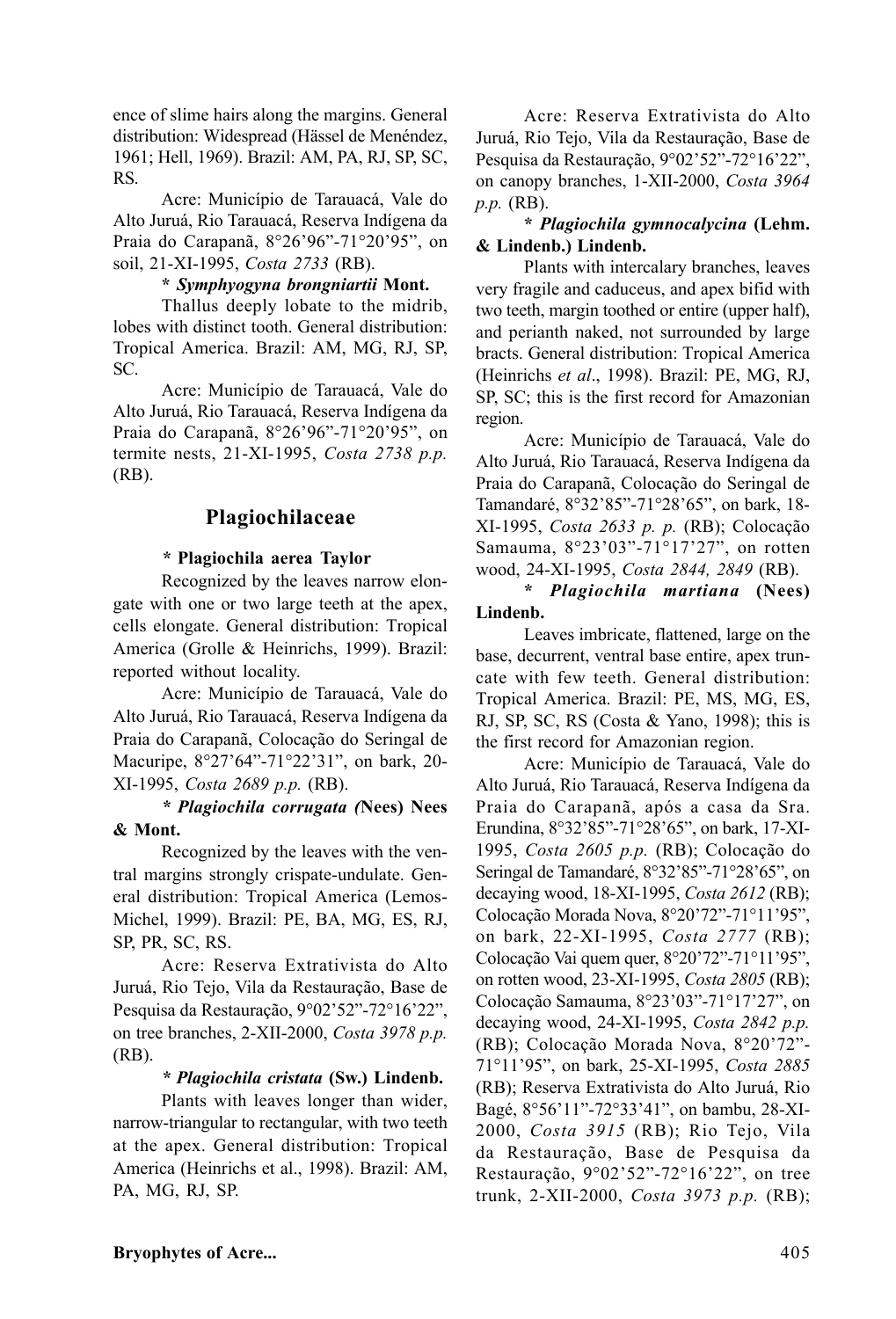ence of slime hairs along the margins. General distribution: Widespread (Hässel de Menéndez, 1961; Hell, 1969). Brazil: AM, PA, RJ, SP, SC, RS.

Acre: Município de Tarauacá, Vale do Alto Juruá, Rio Tarauacá, Reserva Indígena da Praia do Carapanã, 8°26'96"-71°20'95", on soil, 21-XI-1995, *Costa 2733* (RB).

**\* *Symphyogyna brongniartii* Mont.**

Thallus deeply lobate to the midrib, lobes with distinct tooth. General distribution: Tropical America. Brazil: AM, MG, RJ, SP, SC.

Acre: Município de Tarauacá, Vale do Alto Juruá, Rio Tarauacá, Reserva Indígena da Praia do Carapanã, 8°26'96"-71°20'95", on termite nests, 21-XI-1995, *Costa 2738 p.p.* (RB).

## Plagiochilaceae

**\* Plagiochila aerea Taylor**

Recognized by the leaves narrow elongate with one or two large teeth at the apex, cells elongate. General distribution: Tropical America (Grolle & Heinrichs, 1999). Brazil: reported without locality.

Acre: Município de Tarauacá, Vale do Alto Juruá, Rio Tarauacá, Reserva Indígena da Praia do Carapanã, Colocação do Seringal de Macuripe, 8°27'64"-71°22'31", on bark, 20-XI-1995, *Costa 2689 p.p.* (RB).

**\* *Plagiochila corrugata (*Nees) Nees & Mont.**

Recognized by the leaves with the ventral margins strongly crispate-undulate. General distribution: Tropical America (Lemos-Michel, 1999). Brazil: PE, BA, MG, ES, RJ, SP, PR, SC, RS.

Acre: Reserva Extrativista do Alto Juruá, Rio Tejo, Vila da Restauração, Base de Pesquisa da Restauração, 9°02'52"-72°16'22", on tree branches, 2-XII-2000, *Costa 3978 p.p.* (RB).

**\* *Plagiochila cristata* (Sw.) Lindenb.**

Plants with leaves longer than wider, narrow-triangular to rectangular, with two teeth at the apex. General distribution: Tropical America (Heinrichs et al., 1998). Brazil: AM, PA, MG, RJ, SP.

Acre: Reserva Extrativista do Alto Juruá, Rio Tejo, Vila da Restauração, Base de Pesquisa da Restauração, 9°02'52"-72°16'22", on canopy branches, 1-XII-2000, *Costa 3964 p.p.* (RB).

**\* *Plagiochila gymnocalycina* (Lehm. & Lindenb.) Lindenb.**

Plants with intercalary branches, leaves very fragile and caduceus, and apex bifid with two teeth, margin toothed or entire (upper half), and perianth naked, not surrounded by large bracts. General distribution: Tropical America (Heinrichs *et al*., 1998). Brazil: PE, MG, RJ, SP, SC; this is the first record for Amazonian region.

Acre: Município de Tarauacá, Vale do Alto Juruá, Rio Tarauacá, Reserva Indígena da Praia do Carapanã, Colocação do Seringal de Tamandaré, 8°32'85"-71°28'65", on bark, 18-XI-1995, *Costa 2633 p. p.* (RB); Colocação Samauma, 8°23'03"-71°17'27", on rotten wood, 24-XI-1995, *Costa 2844, 2849* (RB).

**\* *Plagiochila martiana* (Nees) Lindenb.**

Leaves imbricate, flattened, large on the base, decurrent, ventral base entire, apex truncate with few teeth. General distribution: Tropical America. Brazil: PE, MS, MG, ES, RJ, SP, SC, RS (Costa & Yano, 1998); this is the first record for Amazonian region.

Acre: Município de Tarauacá, Vale do Alto Juruá, Rio Tarauacá, Reserva Indígena da Praia do Carapanã, após a casa da Sra. Erundina, 8°32'85"-71°28'65", on bark, 17-XI-1995, *Costa 2605 p.p.* (RB); Colocação do Seringal de Tamandaré, 8°32'85"-71°28'65", on decaying wood, 18-XI-1995, *Costa 2612* (RB); Colocação Morada Nova, 8°20'72"-71°11'95", on bark, 22-XI-1995, *Costa 2777* (RB); Colocação Vai quem quer, 8°20'72"-71°11'95", on rotten wood, 23-XI-1995, *Costa 2805* (RB); Colocação Samauma, 8°23'03"-71°17'27", on decaying wood, 24-XI-1995, *Costa 2842 p.p.* (RB); Colocação Morada Nova, 8°20'72"-71°11'95", on bark, 25-XI-1995, *Costa 2885* (RB); Reserva Extrativista do Alto Juruá, Rio Bagé, 8°56'11"-72°33'41", on bambu, 28-XI-2000, *Costa 3915* (RB); Rio Tejo, Vila da Restauração, Base de Pesquisa da Restauração, 9°02'52"-72°16'22", on tree trunk, 2-XII-2000, *Costa 3973 p.p.* (RB);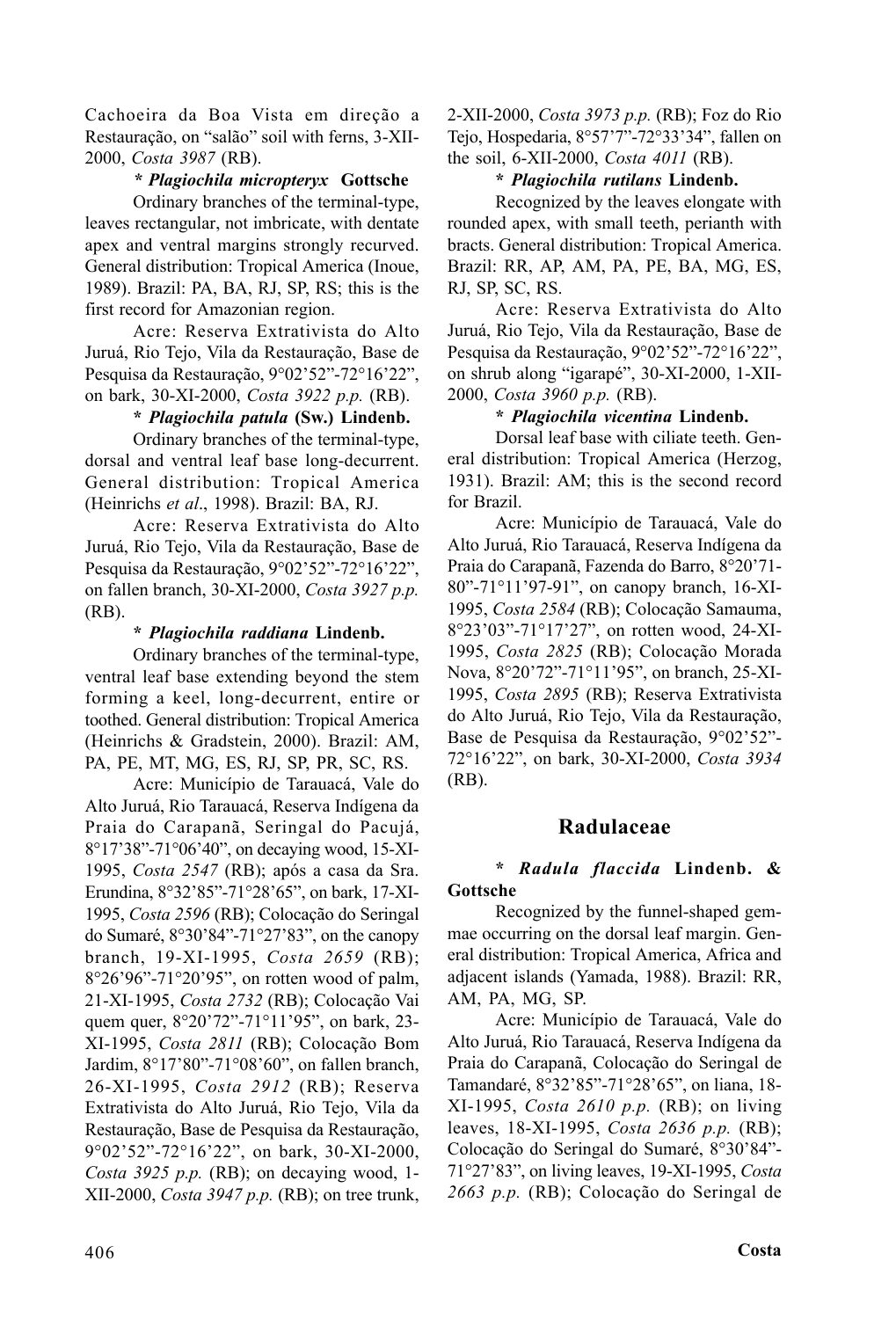Cachoeira da Boa Vista em direção a Restauração, on "salão" soil with ferns, 3-XII-2000, *Costa 3987* (RB).

**\* *Plagiochila micropteryx* Gottsche**

Ordinary branches of the terminal-type, leaves rectangular, not imbricate, with dentate apex and ventral margins strongly recurved. General distribution: Tropical America (Inoue, 1989). Brazil: PA, BA, RJ, SP, RS; this is the first record for Amazonian region.

Acre: Reserva Extrativista do Alto Juruá, Rio Tejo, Vila da Restauração, Base de Pesquisa da Restauração, 9°02'52"-72°16'22", on bark, 30-XI-2000, *Costa 3922 p.p.* (RB).

**\* *Plagiochila patula* (Sw.) Lindenb.**

Ordinary branches of the terminal-type, dorsal and ventral leaf base long-decurrent. General distribution: Tropical America (Heinrichs *et al*., 1998). Brazil: BA, RJ.

Acre: Reserva Extrativista do Alto Juruá, Rio Tejo, Vila da Restauração, Base de Pesquisa da Restauração, 9°02'52"-72°16'22", on fallen branch, 30-XI-2000, *Costa 3927 p.p.* (RB).

**\* *Plagiochila raddiana* Lindenb.**

Ordinary branches of the terminal-type, ventral leaf base extending beyond the stem forming a keel, long-decurrent, entire or toothed. General distribution: Tropical America (Heinrichs & Gradstein, 2000). Brazil: AM, PA, PE, MT, MG, ES, RJ, SP, PR, SC, RS.

Acre: Município de Tarauacá, Vale do Alto Juruá, Rio Tarauacá, Reserva Indígena da Praia do Carapanã, Seringal do Pacujá, 8°17'38"-71°06'40", on decaying wood, 15-XI-1995, *Costa 2547* (RB); após a casa da Sra. Erundina, 8°32'85"-71°28'65", on bark, 17-XI-1995, *Costa 2596* (RB); Colocação do Seringal do Sumaré, 8°30'84"-71°27'83", on the canopy branch, 19-XI-1995, *Costa 2659* (RB); 8°26'96"-71°20'95", on rotten wood of palm, 21-XI-1995, *Costa 2732* (RB); Colocação Vai quem quer, 8°20'72"-71°11'95", on bark, 23-XI-1995, *Costa 2811* (RB); Colocação Bom Jardim, 8°17'80"-71°08'60", on fallen branch, 26-XI-1995, *Costa 2912* (RB); Reserva Extrativista do Alto Juruá, Rio Tejo, Vila da Restauração, Base de Pesquisa da Restauração, 9°02'52"-72°16'22", on bark, 30-XI-2000, *Costa 3925 p.p.* (RB); on decaying wood, 1-XII-2000, *Costa 3947 p.p.* (RB); on tree trunk, 2-XII-2000, *Costa 3973 p.p.* (RB); Foz do Rio Tejo, Hospedaria, 8°57'7"-72°33'34", fallen on the soil, 6-XII-2000, *Costa 4011* (RB).

**\* *Plagiochila rutilans* Lindenb.**

Recognized by the leaves elongate with rounded apex, with small teeth, perianth with bracts. General distribution: Tropical America. Brazil: RR, AP, AM, PA, PE, BA, MG, ES, RJ, SP, SC, RS.

Acre: Reserva Extrativista do Alto Juruá, Rio Tejo, Vila da Restauração, Base de Pesquisa da Restauração, 9°02'52"-72°16'22", on shrub along "igarapé", 30-XI-2000, 1-XII-2000, *Costa 3960 p.p.* (RB).

**\* *Plagiochila vicentina* Lindenb.**

Dorsal leaf base with ciliate teeth. General distribution: Tropical America (Herzog, 1931). Brazil: AM; this is the second record for Brazil.

Acre: Município de Tarauacá, Vale do Alto Juruá, Rio Tarauacá, Reserva Indígena da Praia do Carapanã, Fazenda do Barro, 8°20'71-80"-71°11'97-91", on canopy branch, 16-XI-1995, *Costa 2584* (RB); Colocação Samauma, 8°23'03"-71°17'27", on rotten wood, 24-XI-1995, *Costa 2825* (RB); Colocação Morada Nova, 8°20'72"-71°11'95", on branch, 25-XI-1995, *Costa 2895* (RB); Reserva Extrativista do Alto Juruá, Rio Tejo, Vila da Restauração, Base de Pesquisa da Restauração, 9°02'52"-72°16'22", on bark, 30-XI-2000, *Costa 3934* (RB).

## Radulaceae

**\* *Radula flaccida* Lindenb. & Gottsche**

Recognized by the funnel-shaped gemmae occurring on the dorsal leaf margin. General distribution: Tropical America, Africa and adjacent islands (Yamada, 1988). Brazil: RR, AM, PA, MG, SP.

Acre: Município de Tarauacá, Vale do Alto Juruá, Rio Tarauacá, Reserva Indígena da Praia do Carapanã, Colocação do Seringal de Tamandaré, 8°32'85"-71°28'65", on liana, 18-XI-1995, *Costa 2610 p.p.* (RB); on living leaves, 18-XI-1995, *Costa 2636 p.p.* (RB); Colocação do Seringal do Sumaré, 8°30'84"-71°27'83", on living leaves, 19-XI-1995, *Costa 2663 p.p.* (RB); Colocação do Seringal de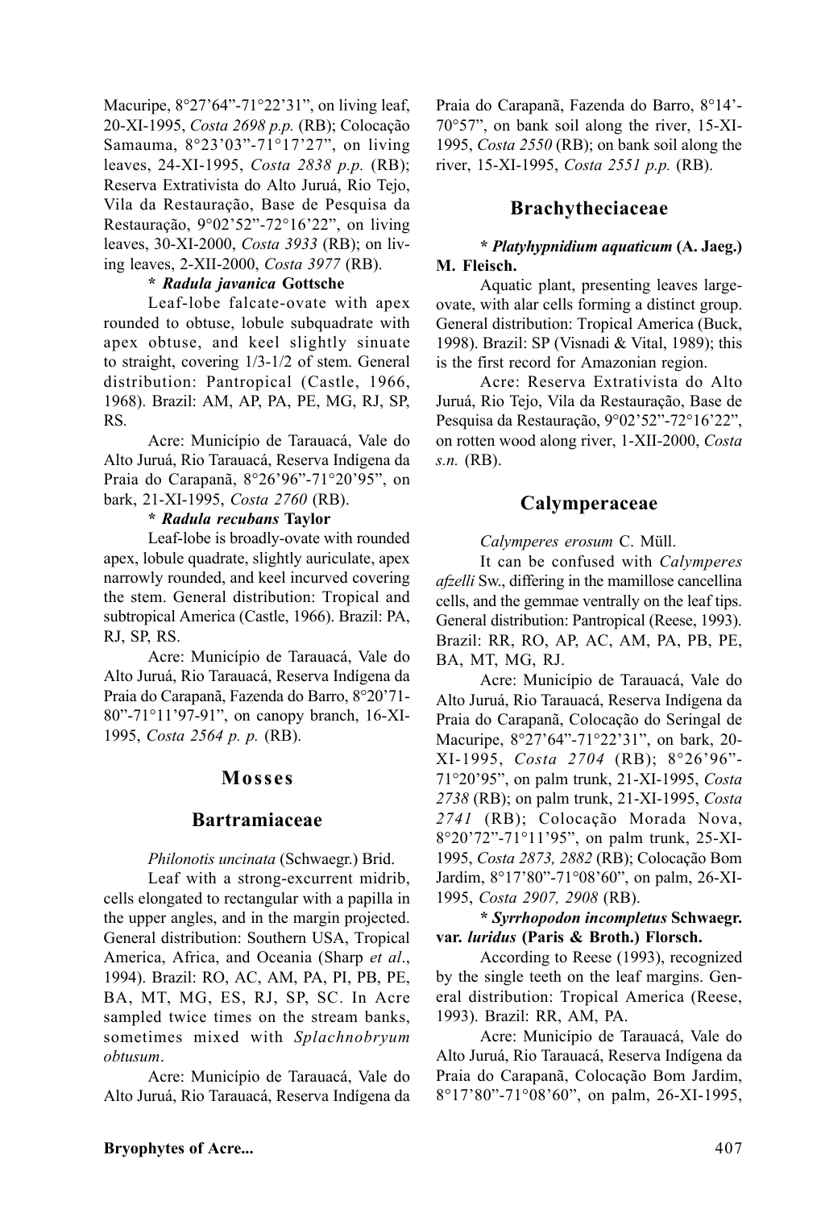Macuripe, 8°27'64"-71°22'31", on living leaf, 20-XI-1995, *Costa 2698 p.p.* (RB); Colocação Samauma, 8°23'03"-71°17'27", on living leaves, 24-XI-1995, *Costa 2838 p.p.* (RB); Reserva Extrativista do Alto Juruá, Rio Tejo, Vila da Restauração, Base de Pesquisa da Restauração, 9°02'52"-72°16'22", on living leaves, 30-XI-2000, *Costa 3933* (RB); on living leaves, 2-XII-2000, *Costa 3977* (RB).

**\* *Radula javanica* Gottsche**

Leaf-lobe falcate-ovate with apex rounded to obtuse, lobule subquadrate with apex obtuse, and keel slightly sinuate to straight, covering 1/3-1/2 of stem. General distribution: Pantropical (Castle, 1966, 1968). Brazil: AM, AP, PA, PE, MG, RJ, SP, RS.

Acre: Município de Tarauacá, Vale do Alto Juruá, Rio Tarauacá, Reserva Indígena da Praia do Carapanã, 8°26'96"-71°20'95", on bark, 21-XI-1995, *Costa 2760* (RB).

**\* *Radula recubans* Taylor**

Leaf-lobe is broadly-ovate with rounded apex, lobule quadrate, slightly auriculate, apex narrowly rounded, and keel incurved covering the stem. General distribution: Tropical and subtropical America (Castle, 1966). Brazil: PA, RJ, SP, RS.

Acre: Município de Tarauacá, Vale do Alto Juruá, Rio Tarauacá, Reserva Indígena da Praia do Carapanã, Fazenda do Barro, 8°20'71-80"-71°11'97-91", on canopy branch, 16-XI-1995, *Costa 2564 p. p.* (RB).

## Mosses

### Bartramiaceae

*Philonotis uncinata* (Schwaegr.) Brid.

Leaf with a strong-excurrent midrib, cells elongated to rectangular with a papilla in the upper angles, and in the margin projected. General distribution: Southern USA, Tropical America, Africa, and Oceania (Sharp *et al*., 1994). Brazil: RO, AC, AM, PA, PI, PB, PE, BA, MT, MG, ES, RJ, SP, SC. In Acre sampled twice times on the stream banks, sometimes mixed with *Splachnobryum obtusum*.

Acre: Município de Tarauacá, Vale do Alto Juruá, Rio Tarauacá, Reserva Indígena da Praia do Carapanã, Fazenda do Barro, 8°14'-70°57", on bank soil along the river, 15-XI-1995, *Costa 2550* (RB); on bank soil along the river, 15-XI-1995, *Costa 2551 p.p.* (RB).

### Brachytheciaceae

**\* *Platyhypnidium aquaticum* (A. Jaeg.) M. Fleisch.**

Aquatic plant, presenting leaves large-ovate, with alar cells forming a distinct group. General distribution: Tropical America (Buck, 1998). Brazil: SP (Visnadi & Vital, 1989); this is the first record for Amazonian region.

Acre: Reserva Extrativista do Alto Juruá, Rio Tejo, Vila da Restauração, Base de Pesquisa da Restauração, 9°02'52"-72°16'22", on rotten wood along river, 1-XII-2000, *Costa s.n.* (RB).

### Calymperaceae

*Calymperes erosum* C. Müll.

It can be confused with *Calymperes afzelli* Sw., differing in the mamillose cancellina cells, and the gemmae ventrally on the leaf tips. General distribution: Pantropical (Reese, 1993). Brazil: RR, RO, AP, AC, AM, PA, PB, PE, BA, MT, MG, RJ.

Acre: Município de Tarauacá, Vale do Alto Juruá, Rio Tarauacá, Reserva Indígena da Praia do Carapanã, Colocação do Seringal de Macuripe, 8°27'64"-71°22'31", on bark, 20-XI-1995, *Costa 2704* (RB); 8°26'96"-71°20'95", on palm trunk, 21-XI-1995, *Costa 2738* (RB); on palm trunk, 21-XI-1995, *Costa 2741* (RB); Colocação Morada Nova, 8°20'72"-71°11'95", on palm trunk, 25-XI-1995, *Costa 2873, 2882* (RB); Colocação Bom Jardim, 8°17'80"-71°08'60", on palm, 26-XI-1995, *Costa 2907, 2908* (RB).

**\* *Syrrhopodon incompletus* Schwaegr. var. *luridus* (Paris & Broth.) Florsch.**

According to Reese (1993), recognized by the single teeth on the leaf margins. General distribution: Tropical America (Reese, 1993). Brazil: RR, AM, PA.

Acre: Município de Tarauacá, Vale do Alto Juruá, Rio Tarauacá, Reserva Indígena da Praia do Carapanã, Colocação Bom Jardim, 8°17'80"-71°08'60", on palm, 26-XI-1995,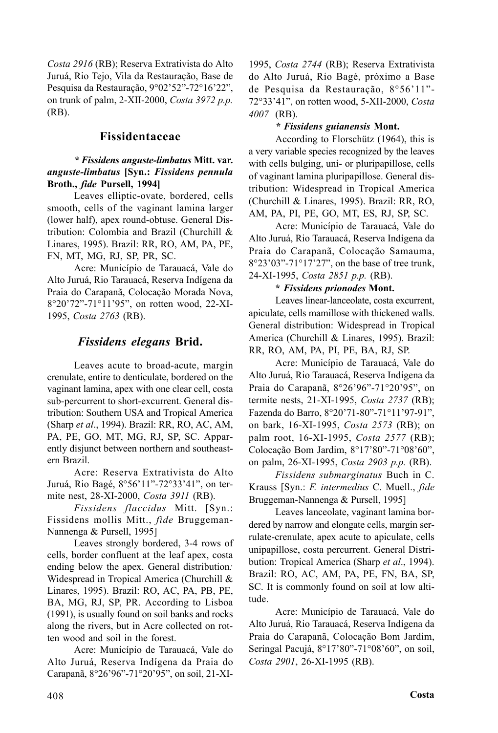*Costa 2916* (RB); Reserva Extrativista do Alto Juruá, Rio Tejo, Vila da Restauração, Base de Pesquisa da Restauração, 9°02'52"-72°16'22", on trunk of palm, 2-XII-2000, *Costa 3972 p.p.* (RB).

## Fissidentaceae

**\* *Fissidens anguste-limbatus* Mitt. var. *anguste-limbatus* [Syn.: *Fissidens pennula* Broth., *fide* Pursell, 1994]**

Leaves elliptic-ovate, bordered, cells smooth, cells of the vaginant lamina larger (lower half), apex round-obtuse. General Distribution: Colombia and Brazil (Churchill & Linares, 1995). Brazil: RR, RO, AM, PA, PE, FN, MT, MG, RJ, SP, PR, SC.

Acre: Município de Tarauacá, Vale do Alto Juruá, Rio Tarauacá, Reserva Indígena da Praia do Carapanã, Colocação Morada Nova, 8°20'72"-71°11'95", on rotten wood, 22-XI-1995, *Costa 2763* (RB).

## *Fissidens elegans* Brid.

Leaves acute to broad-acute, margin crenulate, entire to denticulate, bordered on the vaginant lamina, apex with one clear cell, costa sub-percurrent to short-excurrent. General distribution: Southern USA and Tropical America (Sharp *et al*., 1994). Brazil: RR, RO, AC, AM, PA, PE, GO, MT, MG, RJ, SP, SC. Apparently disjunct between northern and southeastern Brazil.

Acre: Reserva Extrativista do Alto Juruá, Rio Bagé, 8°56'11"-72°33'41", on termite nest, 28-XI-2000, *Costa 3911* (RB).

*Fissidens flaccidus* Mitt. [Syn.: Fissidens mollis Mitt., *fide* Bruggeman-Nannenga & Pursell, 1995]

Leaves strongly bordered, 3-4 rows of cells, border confluent at the leaf apex, costa ending below the apex. General distribution*:* Widespread in Tropical America (Churchill & Linares, 1995). Brazil: RO, AC, PA, PB, PE, BA, MG, RJ, SP, PR. According to Lisboa (1991), is usually found on soil banks and rocks along the rivers, but in Acre collected on rotten wood and soil in the forest.

Acre: Município de Tarauacá, Vale do Alto Juruá, Reserva Indígena da Praia do Carapanã, 8°26'96"-71°20'95", on soil, 21-XI-1995, *Costa 2744* (RB); Reserva Extrativista do Alto Juruá, Rio Bagé, próximo a Base de Pesquisa da Restauração, 8°56'11"-72°33'41", on rotten wood, 5-XII-2000, *Costa 4007* (RB).

**\* *Fissidens guianensis* Mont.**

According to Florschütz (1964), this is a very variable species recognized by the leaves with cells bulging, uni- or pluripapillose, cells of vaginant lamina pluripapillose. General distribution: Widespread in Tropical America (Churchill & Linares, 1995). Brazil: RR, RO, AM, PA, PI, PE, GO, MT, ES, RJ, SP, SC.

Acre: Município de Tarauacá, Vale do Alto Juruá, Rio Tarauacá, Reserva Indígena da Praia do Carapanã, Colocação Samauma, 8°23'03"-71°17'27", on the base of tree trunk, 24-XI-1995, *Costa 2851 p.p.* (RB).

**\* *Fissidens prionodes* Mont.**

Leaves linear-lanceolate, costa excurrent, apiculate, cells mamillose with thickened walls. General distribution: Widespread in Tropical America (Churchill & Linares, 1995). Brazil: RR, RO, AM, PA, PI, PE, BA, RJ, SP.

Acre: Município de Tarauacá, Vale do Alto Juruá, Rio Tarauacá, Reserva Indígena da Praia do Carapanã, 8°26'96"-71°20'95", on termite nests, 21-XI-1995, *Costa 2737* (RB); Fazenda do Barro, 8°20'71-80"-71°11'97-91", on bark, 16-XI-1995, *Costa 2573* (RB); on palm root, 16-XI-1995, *Costa 2577* (RB); Colocação Bom Jardim, 8°17'80"-71°08'60", on palm, 26-XI-1995, *Costa 2903 p.p.* (RB).

*Fissidens submarginatus* Buch in C. Krauss [Syn.: *F. intermedius* C. Muell., *fide* Bruggeman-Nannenga & Pursell, 1995]

Leaves lanceolate, vaginant lamina bordered by narrow and elongate cells, margin serrulate-crenulate, apex acute to apiculate, cells unipapillose, costa percurrent. General Distribution: Tropical America (Sharp *et al*., 1994). Brazil: RO, AC, AM, PA, PE, FN, BA, SP, SC. It is commonly found on soil at low altitude.

Acre: Município de Tarauacá, Vale do Alto Juruá, Rio Tarauacá, Reserva Indígena da Praia do Carapanã, Colocação Bom Jardim, Seringal Pacujá, 8°17'80"-71°08'60", on soil, *Costa 2901*, 26-XI-1995 (RB).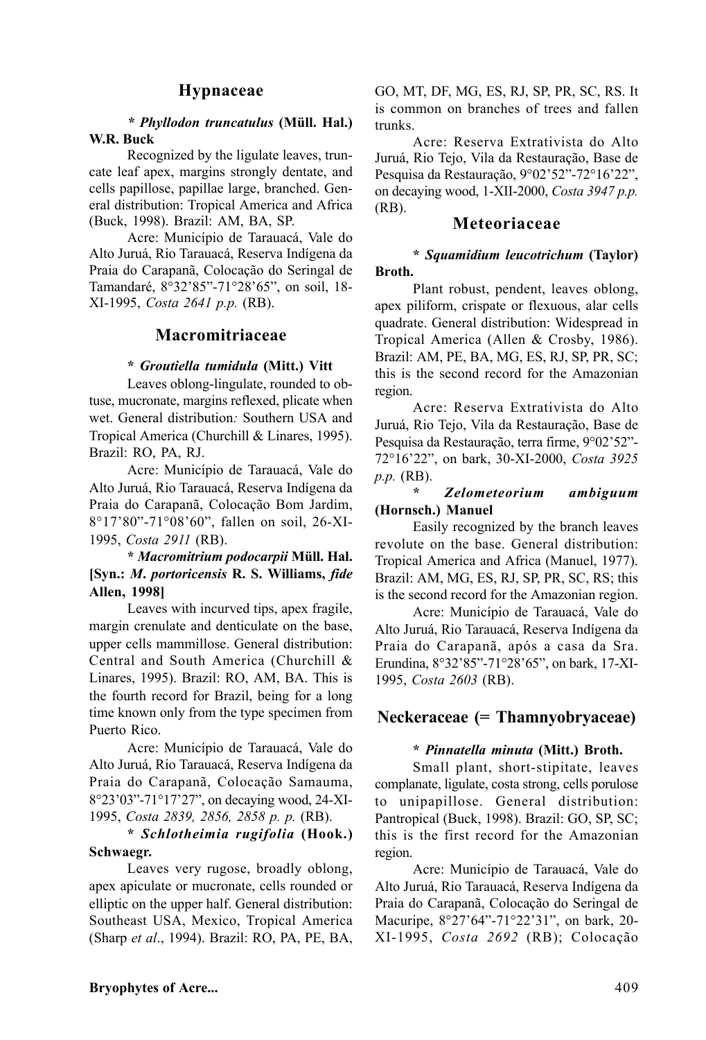## Hypnaceae

**\* *Phyllodon truncatulus* (Müll. Hal.) W.R. Buck**

Recognized by the ligulate leaves, truncate leaf apex, margins strongly dentate, and cells papillose, papillae large, branched. General distribution: Tropical America and Africa (Buck, 1998). Brazil: AM, BA, SP.

Acre: Município de Tarauacá, Vale do Alto Juruá, Rio Tarauacá, Reserva Indígena da Praia do Carapanã, Colocação do Seringal de Tamandaré, 8°32'85"-71°28'65", on soil, 18-XI-1995, *Costa 2641 p.p.* (RB).

## Macromitriaceae

**\* *Groutiella tumidula* (Mitt.) Vitt**

Leaves oblong-lingulate, rounded to obtuse, mucronate, margins reflexed, plicate when wet. General distribution: Southern USA and Tropical America (Churchill & Linares, 1995). Brazil: RO, PA, RJ.

Acre: Município de Tarauacá, Vale do Alto Juruá, Rio Tarauacá, Reserva Indígena da Praia do Carapanã, Colocação Bom Jardim, 8°17'80"-71°08'60", fallen on soil, 26-XI-1995, *Costa 2911* (RB).

**\* *Macromitrium podocarpii* Müll. Hal. [Syn.: *M. portoricensis* R. S. Williams, *fide* Allen, 1998]**

Leaves with incurved tips, apex fragile, margin crenulate and denticulate on the base, upper cells mammillose. General distribution: Central and South America (Churchill & Linares, 1995). Brazil: RO, AM, BA. This is the fourth record for Brazil, being for a long time known only from the type specimen from Puerto Rico.

Acre: Município de Tarauacá, Vale do Alto Juruá, Rio Tarauacá, Reserva Indígena da Praia do Carapanã, Colocação Samauma, 8°23'03"-71°17'27", on decaying wood, 24-XI-1995, *Costa 2839, 2856, 2858 p. p.* (RB).

**\* *Schlotheimia rugifolia* (Hook.) Schwaegr.**

Leaves very rugose, broadly oblong, apex apiculate or mucronate, cells rounded or elliptic on the upper half. General distribution: Southeast USA, Mexico, Tropical America (Sharp *et al*., 1994). Brazil: RO, PA, PE, BA, GO, MT, DF, MG, ES, RJ, SP, PR, SC, RS. It is common on branches of trees and fallen trunks.

Acre: Reserva Extrativista do Alto Juruá, Rio Tejo, Vila da Restauração, Base de Pesquisa da Restauração, 9°02'52"-72°16'22", on decaying wood, 1-XII-2000, *Costa 3947 p.p.* (RB).

## Meteoriaceae

**\* *Squamidium leucotrichum* (Taylor) Broth.**

Plant robust, pendent, leaves oblong, apex piliform, crispate or flexuous, alar cells quadrate. General distribution: Widespread in Tropical America (Allen & Crosby, 1986). Brazil: AM, PE, BA, MG, ES, RJ, SP, PR, SC; this is the second record for the Amazonian region.

Acre: Reserva Extrativista do Alto Juruá, Rio Tejo, Vila da Restauração, Base de Pesquisa da Restauração, terra firme, 9°02'52"-72°16'22", on bark, 30-XI-2000, *Costa 3925 p.p.* (RB).

**\* *Zelometeorium ambiguum* (Hornsch.) Manuel**

Easily recognized by the branch leaves revolute on the base. General distribution: Tropical America and Africa (Manuel, 1977). Brazil: AM, MG, ES, RJ, SP, PR, SC, RS; this is the second record for the Amazonian region.

Acre: Município de Tarauacá, Vale do Alto Juruá, Rio Tarauacá, Reserva Indígena da Praia do Carapanã, após a casa da Sra. Erundina, 8°32'85"-71°28'65", on bark, 17-XI-1995, *Costa 2603* (RB).

## Neckeraceae (= Thamnyobryaceae)

**\* *Pinnatella minuta* (Mitt.) Broth.**

Small plant, short-stipitate, leaves complanate, ligulate, costa strong, cells porulose to unipapillose. General distribution: Pantropical (Buck, 1998). Brazil: GO, SP, SC; this is the first record for the Amazonian region.

Acre: Município de Tarauacá, Vale do Alto Juruá, Rio Tarauacá, Reserva Indígena da Praia do Carapanã, Colocação do Seringal de Macuripe, 8°27'64"-71°22'31", on bark, 20-XI-1995, *Costa 2692* (RB); Colocação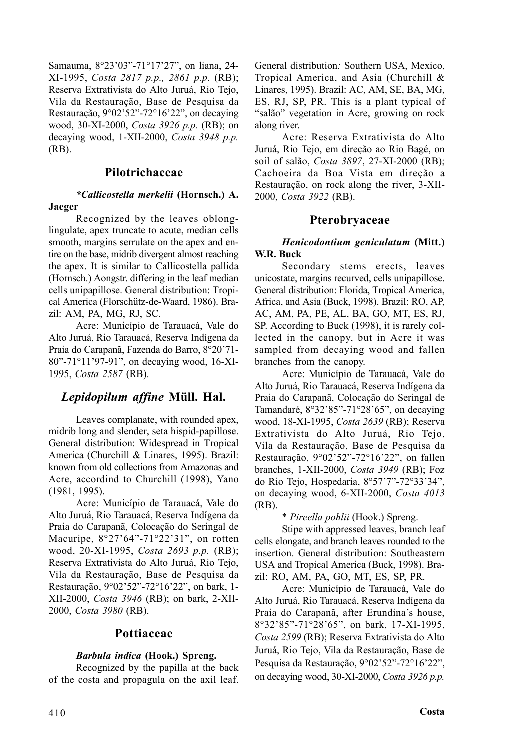Samauma, 8°23'03"-71°17'27", on liana, 24-XI-1995, *Costa 2817 p.p., 2861 p.p.* (RB); Reserva Extrativista do Alto Juruá, Rio Tejo, Vila da Restauração, Base de Pesquisa da Restauração, 9°02'52"-72°16'22", on decaying wood, 30-XI-2000, *Costa 3926 p.p.* (RB); on decaying wood, 1-XII-2000, *Costa 3948 p.p.* (RB).

## Pilotrichaceae

***Callicostella merkelii* (Hornsch.) A. Jaeger**

Recognized by the leaves oblong-lingulate, apex truncate to acute, median cells smooth, margins serrulate on the apex and entire on the base, midrib divergent almost reaching the apex. It is similar to Callicostella pallida (Hornsch.) Aongstr. differing in the leaf median cells unipapillose. General distribution: Tropical America (Florschütz-de-Waard, 1986). Brazil: AM, PA, MG, RJ, SC.

Acre: Município de Tarauacá, Vale do Alto Juruá, Rio Tarauacá, Reserva Indígena da Praia do Carapanã, Fazenda do Barro, 8°20'71-80"-71°11'97-91", on decaying wood, 16-XI-1995, *Costa 2587* (RB).

## *Lepidopilum affine* Müll. Hal.

Leaves complanate, with rounded apex, midrib long and slender, seta hispid-papillose. General distribution: Widespread in Tropical America (Churchill & Linares, 1995). Brazil: known from old collections from Amazonas and Acre, accordind to Churchill (1998), Yano (1981, 1995).

Acre: Município de Tarauacá, Vale do Alto Juruá, Rio Tarauacá, Reserva Indígena da Praia do Carapanã, Colocação do Seringal de Macuripe, 8°27'64"-71°22'31", on rotten wood, 20-XI-1995, *Costa 2693 p.p.* (RB); Reserva Extrativista do Alto Juruá, Rio Tejo, Vila da Restauração, Base de Pesquisa da Restauração, 9°02'52"-72°16'22", on bark, 1-XII-2000, *Costa 3946* (RB); on bark, 2-XII-2000, *Costa 3980* (RB).

## Pottiaceae

***Barbula indica* (Hook.) Spreng.**

Recognized by the papilla at the back of the costa and propagula on the axil leaf. General distribution*:* Southern USA, Mexico, Tropical America, and Asia (Churchill & Linares, 1995). Brazil: AC, AM, SE, BA, MG, ES, RJ, SP, PR. This is a plant typical of "salão" vegetation in Acre, growing on rock along river.

Acre: Reserva Extrativista do Alto Juruá, Rio Tejo, em direção ao Rio Bagé, on soil of salão, *Costa 3897*, 27-XI-2000 (RB); Cachoeira da Boa Vista em direção a Restauração, on rock along the river, 3-XII-2000, *Costa 3922* (RB).

## Pterobryaceae

***Henicodontium geniculatum* (Mitt.) W.R. Buck**

Secondary stems erects, leaves unicostate, margins recurved, cells unipapillose. General distribution: Florida, Tropical America, Africa, and Asia (Buck, 1998). Brazil: RO, AP, AC, AM, PA, PE, AL, BA, GO, MT, ES, RJ, SP. According to Buck (1998), it is rarely collected in the canopy, but in Acre it was sampled from decaying wood and fallen branches from the canopy.

Acre: Município de Tarauacá, Vale do Alto Juruá, Rio Tarauacá, Reserva Indígena da Praia do Carapanã, Colocação do Seringal de Tamandaré, 8°32'85"-71°28'65", on decaying wood, 18-XI-1995, *Costa 2639* (RB); Reserva Extrativista do Alto Juruá, Rio Tejo, Vila da Restauração, Base de Pesquisa da Restauração, 9°02'52"-72°16'22", on fallen branches, 1-XII-2000, *Costa 3949* (RB); Foz do Rio Tejo, Hospedaria, 8°57'7"-72°33'34", on decaying wood, 6-XII-2000, *Costa 4013* (RB).

\* *Pireella pohlii* (Hook.) Spreng.

Stipe with appressed leaves, branch leaf cells elongate, and branch leaves rounded to the insertion. General distribution: Southeastern USA and Tropical America (Buck, 1998). Brazil: RO, AM, PA, GO, MT, ES, SP, PR.

Acre: Município de Tarauacá, Vale do Alto Juruá, Rio Tarauacá, Reserva Indígena da Praia do Carapanã, after Erundina's house, 8°32'85"-71°28'65", on bark, 17-XI-1995, *Costa 2599* (RB); Reserva Extrativista do Alto Juruá, Rio Tejo, Vila da Restauração, Base de Pesquisa da Restauração, 9°02'52"-72°16'22", on decaying wood, 30-XI-2000, *Costa 3926 p.p.*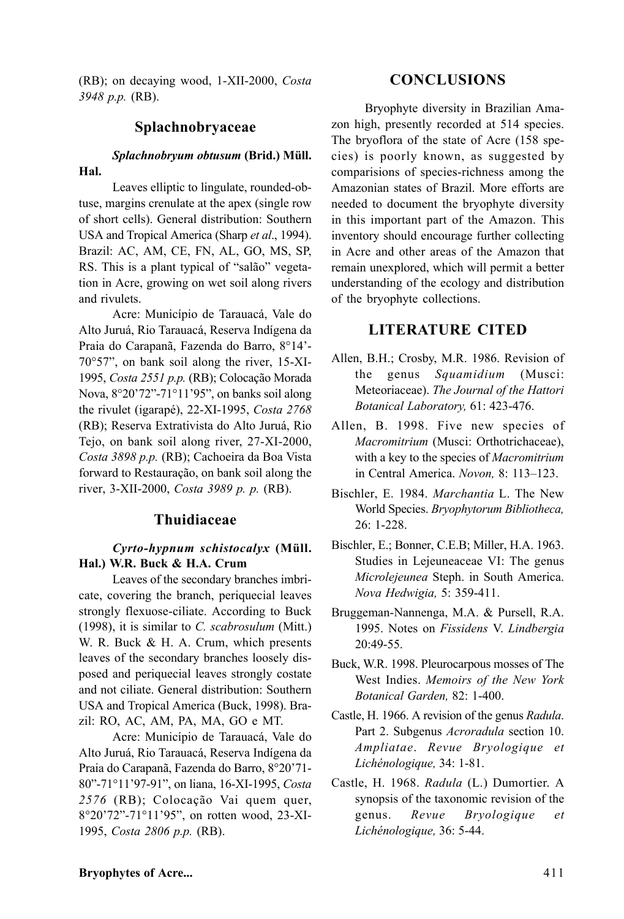(RB); on decaying wood, 1-XII-2000, *Costa 3948 p.p.* (RB).

## Splachnobryaceae

***Splachnobryum obtusum* (Brid.) Müll. Hal.**

Leaves elliptic to lingulate, rounded-obtuse, margins crenulate at the apex (single row of short cells). General distribution: Southern USA and Tropical America (Sharp *et al*., 1994). Brazil: AC, AM, CE, FN, AL, GO, MS, SP, RS. This is a plant typical of "salão" vegetation in Acre, growing on wet soil along rivers and rivulets.

Acre: Município de Tarauacá, Vale do Alto Juruá, Rio Tarauacá, Reserva Indígena da Praia do Carapanã, Fazenda do Barro, 8°14'-70°57", on bank soil along the river, 15-XI-1995, *Costa 2551 p.p.* (RB); Colocação Morada Nova, 8°20'72"-71°11'95", on banks soil along the rivulet (igarapé), 22-XI-1995, *Costa 2768* (RB); Reserva Extrativista do Alto Juruá, Rio Tejo, on bank soil along river, 27-XI-2000, *Costa 3898 p.p.* (RB); Cachoeira da Boa Vista forward to Restauração, on bank soil along the river, 3-XII-2000, *Costa 3989 p. p.* (RB).

## Thuidiaceae

***Cyrto-hypnum schistocalyx* (Müll. Hal.) W.R. Buck & H.A. Crum**

Leaves of the secondary branches imbricate, covering the branch, periquecial leaves strongly flexuose-ciliate. According to Buck (1998), it is similar to *C. scabrosulum* (Mitt.) W. R. Buck & H. A. Crum, which presents leaves of the secondary branches loosely disposed and periquecial leaves strongly costate and not ciliate. General distribution: Southern USA and Tropical America (Buck, 1998). Brazil: RO, AC, AM, PA, MA, GO e MT.

Acre: Município de Tarauacá, Vale do Alto Juruá, Rio Tarauacá, Reserva Indígena da Praia do Carapanã, Fazenda do Barro, 8°20'71-80"-71°11'97-91", on liana, 16-XI-1995, *Costa 2576* (RB); Colocação Vai quem quer, 8°20'72"-71°11'95", on rotten wood, 23-XI-1995, *Costa 2806 p.p.* (RB).

## CONCLUSIONS

Bryophyte diversity in Brazilian Amazon high, presently recorded at 514 species. The bryoflora of the state of Acre (158 species) is poorly known, as suggested by comparisions of species-richness among the Amazonian states of Brazil. More efforts are needed to document the bryophyte diversity in this important part of the Amazon. This inventory should encourage further collecting in Acre and other areas of the Amazon that remain unexplored, which will permit a better understanding of the ecology and distribution of the bryophyte collections.

## LITERATURE CITED

Allen, B.H.; Crosby, M.R. 1986. Revision of the genus *Squamidium* (Musci: Meteoriaceae). *The Journal of the Hattori Botanical Laboratory,* 61: 423-476.

Allen, B. 1998. Five new species of *Macromitrium* (Musci: Orthotrichaceae), with a key to the species of *Macromitrium* in Central America. *Novon,* 8: 113–123.

Bischler, E. 1984. *Marchantia* L. The New World Species. *Bryophytorum Bibliotheca,* 26: 1-228.

Bischler, E.; Bonner, C.E.B; Miller, H.A. 1963. Studies in Lejeuneaceae VI: The genus *Microlejeunea* Steph. in South America. *Nova Hedwigia,* 5: 359-411.

Bruggeman-Nannenga, M.A. & Pursell, R.A. 1995. Notes on *Fissidens* V. *Lindbergia* 20:49-55.

Buck, W.R. 1998. Pleurocarpous mosses of The West Indies. *Memoirs of the New York Botanical Garden,* 82: 1-400.

Castle, H. 1966. A revision of the genus *Radula*. Part 2. Subgenus *Acroradula* section 10. *Ampliatae*. *Revue Bryologique et Lichénologique,* 34: 1-81.

Castle, H. 1968. *Radula* (L.) Dumortier. A synopsis of the taxonomic revision of the genus. *Revue Bryologique et Lichénologique,* 36: 5-44.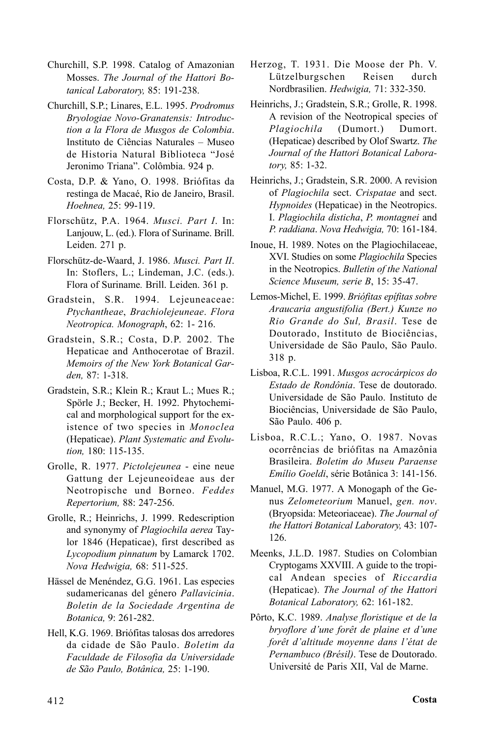Churchill, S.P. 1998. Catalog of Amazonian Mosses. *The Journal of the Hattori Botanical Laboratory,* 85: 191-238.

Churchill, S.P.; Linares, E.L. 1995. *Prodromus Bryologiae Novo-Granatensis: Introduction a la Flora de Musgos de Colombia*. Instituto de Ciências Naturales – Museo de Historia Natural Biblioteca "José Jeronimo Triana". Colômbia. 924 p.

Costa, D.P. & Yano, O. 1998. Briófitas da restinga de Macaé, Rio de Janeiro, Brasil. *Hoehnea,* 25: 99-119.

Florschütz, P.A. 1964. *Musci. Part I*. In: Lanjouw, L. (ed.). Flora of Suriname. Brill. Leiden. 271 p.

Florschütz-de-Waard, J. 1986. *Musci. Part II*. In: Stoflers, L.; Lindeman, J.C. (eds.). Flora of Suriname*.* Brill. Leiden. 361 p.

Gradstein, S.R. 1994. Lejeuneaceae: *Ptychantheae*, *Brachiolejeuneae*. *Flora Neotropica. Monograph*, 62: 1- 216.

Gradstein, S.R.; Costa, D.P. 2002. The Hepaticae and Anthocerotae of Brazil. *Memoirs of the New York Botanical Garden,* 87: 1-318.

Gradstein, S.R.; Klein R.; Kraut L.; Mues R.; Spörle J.; Becker, H. 1992. Phytochemical and morphological support for the existence of two species in *Monoclea* (Hepaticae). *Plant Systematic and Evolution,* 180: 115-135.

Grolle, R. 1977. *Pictolejeunea* - eine neue Gattung der Lejeuneoideae aus der Neotropische und Borneo. *Feddes Repertorium,* 88: 247-256.

Grolle, R.; Heinrichs, J. 1999. Redescription and synonymy of *Plagiochila aerea* Taylor 1846 (Hepaticae), first described as *Lycopodium pinnatum* by Lamarck 1702. *Nova Hedwigia,* 68: 511-525.

Hässel de Menéndez, G.G. 1961. Las especies sudamericanas del género *Pallavicinia*. *Boletin de la Sociedade Argentina de Botanica,* 9: 261-282.

Hell, K.G. 1969. Briófitas talosas dos arredores da cidade de São Paulo. *Boletim da Faculdade de Filosofia da Universidade de São Paulo, Botânica,* 25: 1-190.

Herzog, T. 1931. Die Moose der Ph. V. Lützelburgschen Reisen durch Nordbrasilien. *Hedwigia,* 71: 332-350.

Heinrichs, J.; Gradstein, S.R.; Grolle, R. 1998. A revision of the Neotropical species of *Plagiochila* (Dumort.) Dumort. (Hepaticae) described by Olof Swartz. *The Journal of the Hattori Botanical Laboratory,* 85: 1-32.

Heinrichs, J.; Gradstein, S.R. 2000. A revision of *Plagiochila* sect. *Crispatae* and sect. *Hypnoides* (Hepaticae) in the Neotropics. I. *Plagiochila disticha*, *P. montagnei* and *P. raddiana*. *Nova Hedwigia,* 70: 161-184.

Inoue, H. 1989. Notes on the Plagiochilaceae, XVI. Studies on some *Plagiochila* Species in the Neotropics. *Bulletin of the National Science Museum, serie B*, 15: 35-47.

Lemos-Michel, E. 1999. *Briófitas epífitas sobre Araucaria angustifolia (Bert.) Kunze no Rio Grande do Sul, Brasil*. Tese de Doutorado, Instituto de Biociências, Universidade de São Paulo, São Paulo. 318 p.

Lisboa, R.C.L. 1991. *Musgos acrocárpicos do Estado de Rondônia*. Tese de doutorado. Universidade de São Paulo. Instituto de Biociências, Universidade de São Paulo, São Paulo. 406 p.

Lisboa, R.C.L.; Yano, O. 1987. Novas ocorrências de briófitas na Amazônia Brasileira. *Boletim do Museu Paraense Emílio Goeldi*, série Botânica 3: 141-156.

Manuel, M.G. 1977. A Monogaph of the Genus *Zelometeorium* Manuel, *gen. nov*. (Bryopsida: Meteoriaceae). *The Journal of the Hattori Botanical Laboratory,* 43: 107-126.

Meenks, J.L.D. 1987. Studies on Colombian Cryptogams XXVIII. A guide to the tropical Andean species of *Riccardia* (Hepaticae). *The Journal of the Hattori Botanical Laboratory,* 62: 161-182.

Pôrto, K.C. 1989. *Analyse floristique et de la bryoflore d'une forêt de plaine et d'une forêt d'altitude moyenne dans l'état de Pernambuco (Brésil)*. Tese de Doutorado. Université de Paris XII, Val de Marne.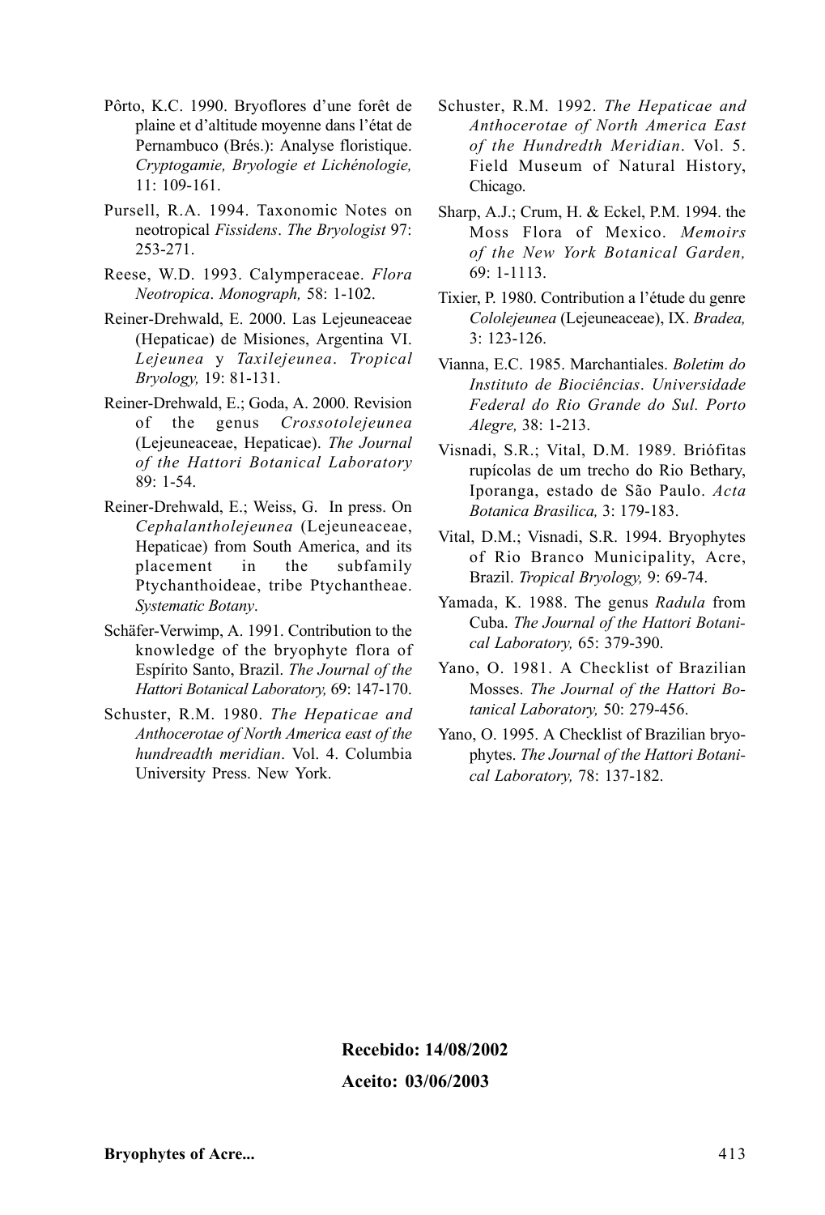Pôrto, K.C. 1990. Bryoflores d'une forêt de plaine et d'altitude moyenne dans l'état de Pernambuco (Brés.): Analyse floristique. *Cryptogamie, Bryologie et Lichénologie,* 11: 109-161.

Pursell, R.A. 1994. Taxonomic Notes on neotropical *Fissidens*. *The Bryologist* 97: 253-271.

Reese, W.D. 1993. Calymperaceae. *Flora Neotropica*. *Monograph,* 58: 1-102.

Reiner-Drehwald, E. 2000. Las Lejeuneaceae (Hepaticae) de Misiones, Argentina VI. *Lejeunea* y *Taxilejeunea*. *Tropical Bryology,* 19: 81-131.

Reiner-Drehwald, E.; Goda, A. 2000. Revision of the genus *Crossotolejeunea* (Lejeuneaceae, Hepaticae). *The Journal of the Hattori Botanical Laboratory* 89: 1-54.

Reiner-Drehwald, E.; Weiss, G. In press. On *Cephalantholejeunea* (Lejeuneaceae, Hepaticae) from South America, and its placement in the subfamily Ptychanthoideae, tribe Ptychantheae. *Systematic Botany*.

Schäfer-Verwimp, A. 1991. Contribution to the knowledge of the bryophyte flora of Espírito Santo, Brazil. *The Journal of the Hattori Botanical Laboratory,* 69: 147-170.

Schuster, R.M. 1980. *The Hepaticae and Anthocerotae of North America east of the hundreadth meridian*. Vol. 4. Columbia University Press. New York.

Schuster, R.M. 1992. *The Hepaticae and Anthocerotae of North America East of the Hundredth Meridian*. Vol. 5. Field Museum of Natural History, Chicago.

Sharp, A.J.; Crum, H. & Eckel, P.M. 1994. the Moss Flora of Mexico. *Memoirs of the New York Botanical Garden,* 69: 1-1113.

Tixier, P. 1980. Contribution a l'étude du genre *Cololejeunea* (Lejeuneaceae), IX. *Bradea,* 3: 123-126.

Vianna, E.C. 1985. Marchantiales. *Boletim do Instituto de Biociências*. *Universidade Federal do Rio Grande do Sul. Porto Alegre,* 38: 1-213.

Visnadi, S.R.; Vital, D.M. 1989. Briófitas rupícolas de um trecho do Rio Bethary, Iporanga, estado de São Paulo. *Acta Botanica Brasilica,* 3: 179-183.

Vital, D.M.; Visnadi, S.R. 1994. Bryophytes of Rio Branco Municipality, Acre, Brazil. *Tropical Bryology,* 9: 69-74.

Yamada, K. 1988. The genus *Radula* from Cuba. *The Journal of the Hattori Botanical Laboratory,* 65: 379-390.

Yano, O. 1981. A Checklist of Brazilian Mosses. *The Journal of the Hattori Botanical Laboratory,* 50: 279-456.

Yano, O. 1995. A Checklist of Brazilian bryophytes. *The Journal of the Hattori Botanical Laboratory,* 78: 137-182.

**Recebido: 14/08/2002**

**Aceito: 03/06/2003**